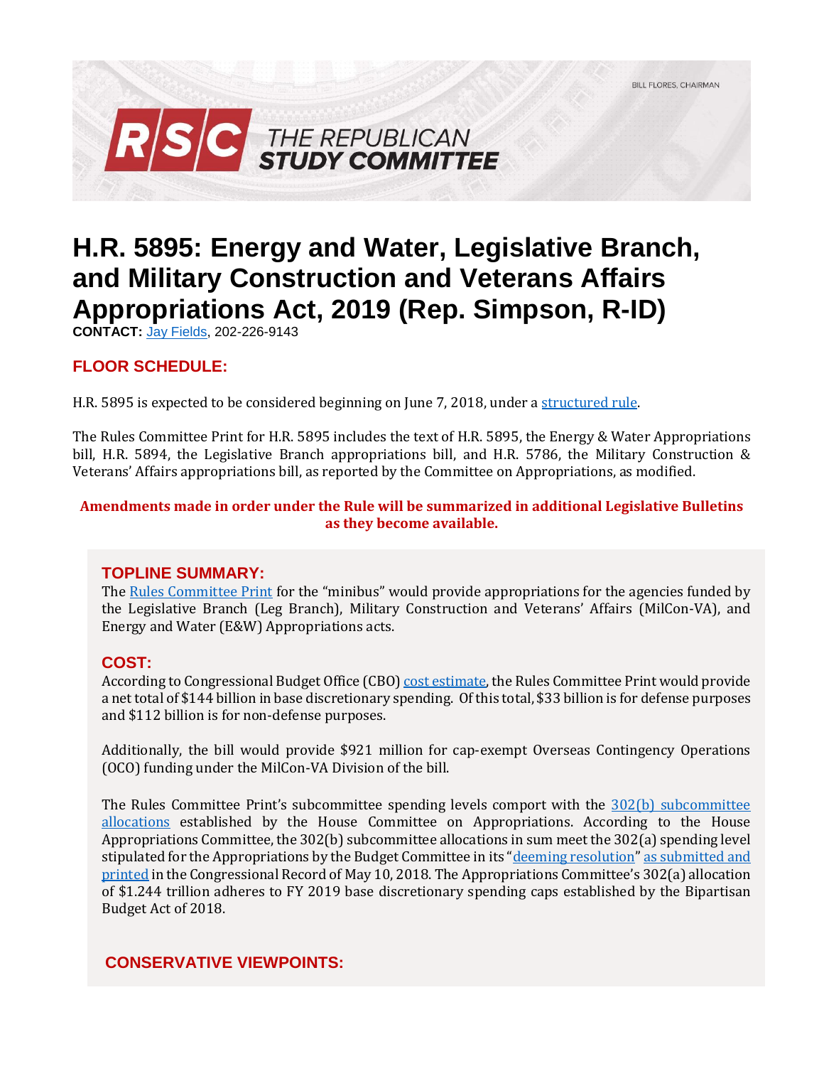BILL FLORES, CHAIRMAN

RSC THE REPUBLICAN STUDY COMMITTEE

# H.R. 5895: Energy and Water, Legislative Branch, and Military Construction and Veterans Affairs Appropriations Act, 2019 (Rep. Simpson, R-ID)

**CONTACT:** Jay Fields, 202-226-9143

## FLOOR SCHEDULE:

H.R. 5895 is expected to be considered beginning on June 7, 2018, under a structured rule.

The Rules Committee Print for H.R. 5895 includes the text of H.R. 5895, the Energy & Water Appropriations bill, H.R. 5894, the Legislative Branch appropriations bill, and H.R. 5786, the Military Construction & Veterans' Affairs appropriations bill, as reported by the Committee on Appropriations, as modified.

**Amendments made in order under the Rule will be summarized in additional Legislative Bulletins as they become available.**

## TOPLINE SUMMARY:

The Rules Committee Print for the "minibus" would provide appropriations for the agencies funded by the Legislative Branch (Leg Branch), Military Construction and Veterans' Affairs (MilCon-VA), and Energy and Water (E&W) Appropriations acts.

## COST:

According to Congressional Budget Office (CBO) cost estimate, the Rules Committee Print would provide a net total of $144 billion in base discretionary spending. Of this total, $33 billion is for defense purposes and $112 billion is for non-defense purposes.

Additionally, the bill would provide $921 million for cap-exempt Overseas Contingency Operations (OCO) funding under the MilCon-VA Division of the bill.

The Rules Committee Print's subcommittee spending levels comport with the 302(b) subcommittee allocations established by the House Committee on Appropriations. According to the House Appropriations Committee, the 302(b) subcommittee allocations in sum meet the 302(a) spending level stipulated for the Appropriations by the Budget Committee in its "deeming resolution" as submitted and printed in the Congressional Record of May 10, 2018. The Appropriations Committee's 302(a) allocation of $1.244 trillion adheres to FY 2019 base discretionary spending caps established by the Bipartisan Budget Act of 2018.

## CONSERVATIVE VIEWPOINTS: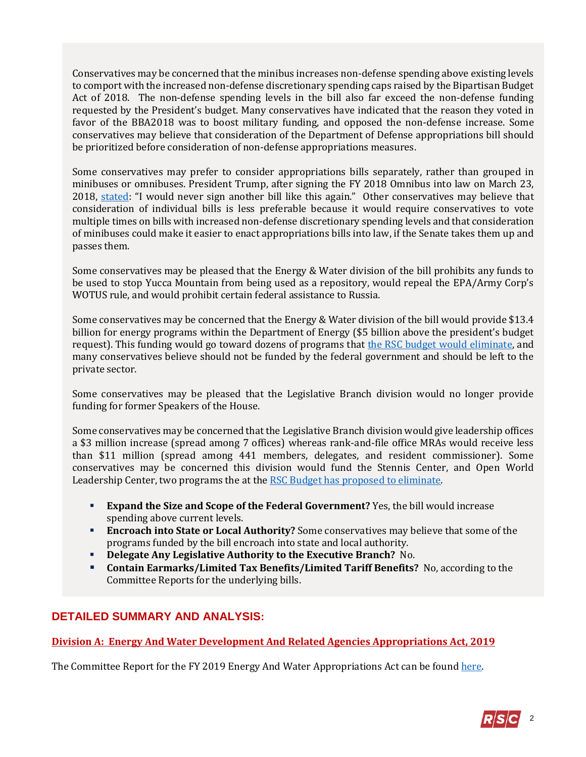Conservatives may be concerned that the minibus increases non-defense spending above existing levels to comport with the increased non-defense discretionary spending caps raised by the Bipartisan Budget Act of 2018. The non-defense spending levels in the bill also far exceed the non-defense funding requested by the President's budget. Many conservatives have indicated that the reason they voted in favor of the BBA2018 was to boost military funding, and opposed the non-defense increase. Some conservatives may believe that consideration of the Department of Defense appropriations bill should be prioritized before consideration of non-defense appropriations measures.

Some conservatives may prefer to consider appropriations bills separately, rather than grouped in minibuses or omnibuses. President Trump, after signing the FY 2018 Omnibus into law on March 23, 2018, stated: "I would never sign another bill like this again." Other conservatives may believe that consideration of individual bills is less preferable because it would require conservatives to vote multiple times on bills with increased non-defense discretionary spending levels and that consideration of minibuses could make it easier to enact appropriations bills into law, if the Senate takes them up and passes them.

Some conservatives may be pleased that the Energy & Water division of the bill prohibits any funds to be used to stop Yucca Mountain from being used as a repository, would repeal the EPA/Army Corp's WOTUS rule, and would prohibit certain federal assistance to Russia.

Some conservatives may be concerned that the Energy & Water division of the bill would provide $13.4 billion for energy programs within the Department of Energy ($5 billion above the president's budget request). This funding would go toward dozens of programs that the RSC budget would eliminate, and many conservatives believe should not be funded by the federal government and should be left to the private sector.

Some conservatives may be pleased that the Legislative Branch division would no longer provide funding for former Speakers of the House.

Some conservatives may be concerned that the Legislative Branch division would give leadership offices a $3 million increase (spread among 7 offices) whereas rank-and-file office MRAs would receive less than $11 million (spread among 441 members, delegates, and resident commissioner). Some conservatives may be concerned this division would fund the Stennis Center, and Open World Leadership Center, two programs the at the RSC Budget has proposed to eliminate.

- **Expand the Size and Scope of the Federal Government?** Yes, the bill would increase spending above current levels.
- **Encroach into State or Local Authority?** Some conservatives may believe that some of the programs funded by the bill encroach into state and local authority.
- **Delegate Any Legislative Authority to the Executive Branch?** No.
- **Contain Earmarks/Limited Tax Benefits/Limited Tariff Benefits?** No, according to the Committee Reports for the underlying bills.

## DETAILED SUMMARY AND ANALYSIS:

### Division A: Energy And Water Development And Related Agencies Appropriations Act, 2019

The Committee Report for the FY 2019 Energy And Water Appropriations Act can be found here.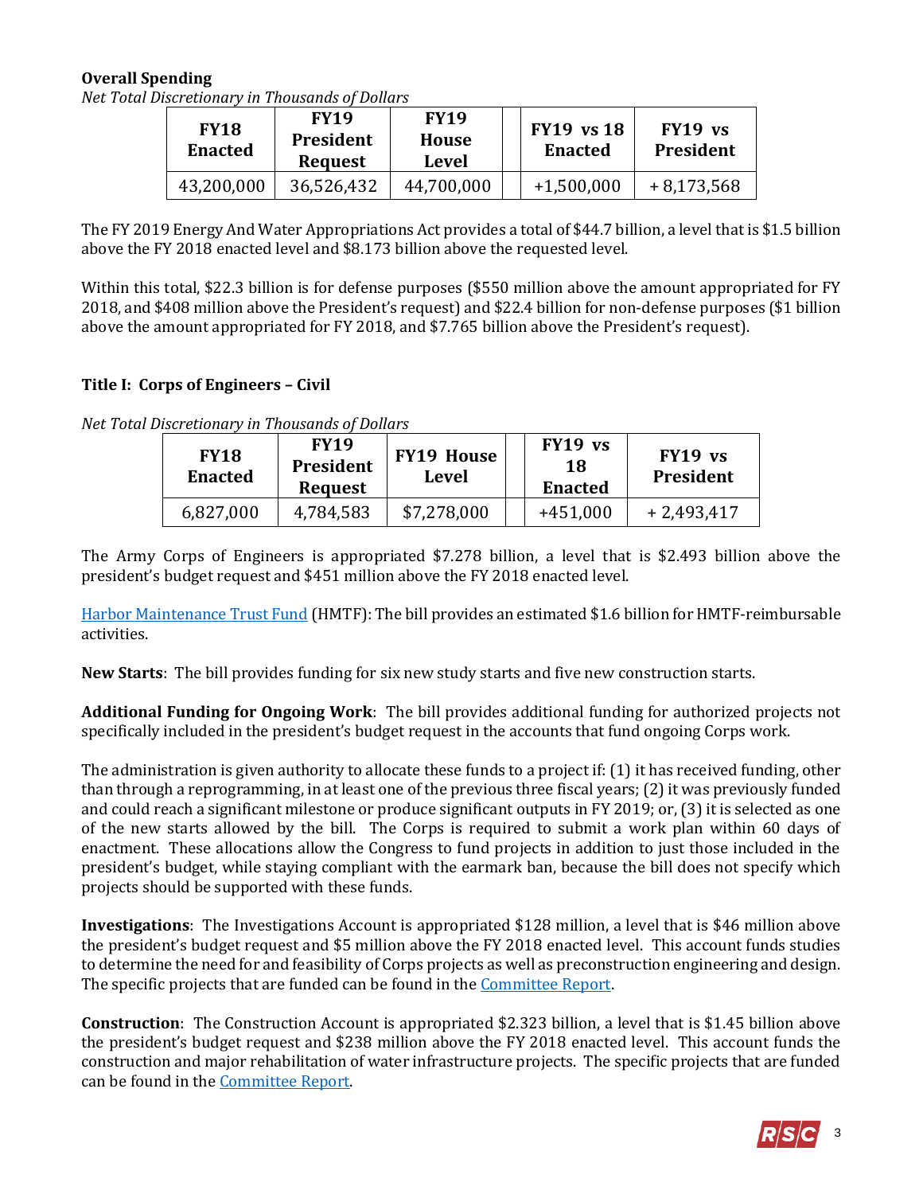**Overall Spending**

*Net Total Discretionary in Thousands of Dollars*

| FY18 Enacted | FY19 President Request | FY19 House Level | | FY19 vs 18 Enacted | FY19 vs President |
|---|---|---|---|---|---|
| 43,200,000 | 36,526,432 | 44,700,000 | | +1,500,000 | + 8,173,568 |

The FY 2019 Energy And Water Appropriations Act provides a total of $44.7 billion, a level that is $1.5 billion above the FY 2018 enacted level and $8.173 billion above the requested level.

Within this total, $22.3 billion is for defense purposes ($550 million above the amount appropriated for FY 2018, and $408 million above the President's request) and $22.4 billion for non-defense purposes ($1 billion above the amount appropriated for FY 2018, and $7.765 billion above the President's request).

**Title I: Corps of Engineers – Civil**

*Net Total Discretionary in Thousands of Dollars*

| FY18 Enacted | FY19 President Request | FY19 House Level | | FY19 vs 18 Enacted | FY19 vs President |
|---|---|---|---|---|---|
| 6,827,000 | 4,784,583 | $7,278,000 | | +451,000 | + 2,493,417 |

The Army Corps of Engineers is appropriated $7.278 billion, a level that is $2.493 billion above the president's budget request and $451 million above the FY 2018 enacted level.

Harbor Maintenance Trust Fund (HMTF): The bill provides an estimated $1.6 billion for HMTF-reimbursable activities.

**New Starts**: The bill provides funding for six new study starts and five new construction starts.

**Additional Funding for Ongoing Work**: The bill provides additional funding for authorized projects not specifically included in the president's budget request in the accounts that fund ongoing Corps work.

The administration is given authority to allocate these funds to a project if: (1) it has received funding, other than through a reprogramming, in at least one of the previous three fiscal years; (2) it was previously funded and could reach a significant milestone or produce significant outputs in FY 2019; or, (3) it is selected as one of the new starts allowed by the bill. The Corps is required to submit a work plan within 60 days of enactment. These allocations allow the Congress to fund projects in addition to just those included in the president's budget, while staying compliant with the earmark ban, because the bill does not specify which projects should be supported with these funds.

**Investigations**: The Investigations Account is appropriated $128 million, a level that is $46 million above the president's budget request and $5 million above the FY 2018 enacted level. This account funds studies to determine the need for and feasibility of Corps projects as well as preconstruction engineering and design. The specific projects that are funded can be found in the Committee Report.

**Construction**: The Construction Account is appropriated $2.323 billion, a level that is $1.45 billion above the president's budget request and $238 million above the FY 2018 enacted level. This account funds the construction and major rehabilitation of water infrastructure projects. The specific projects that are funded can be found in the Committee Report.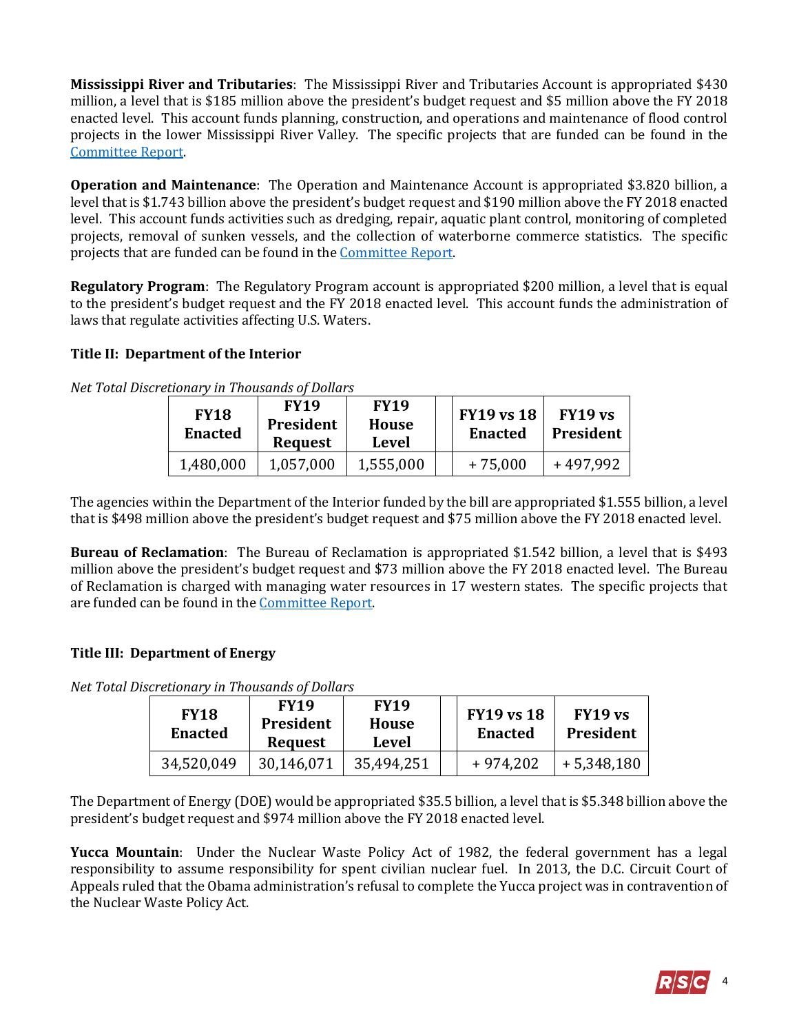**Mississippi River and Tributaries**: The Mississippi River and Tributaries Account is appropriated $430 million, a level that is $185 million above the president's budget request and $5 million above the FY 2018 enacted level. This account funds planning, construction, and operations and maintenance of flood control projects in the lower Mississippi River Valley. The specific projects that are funded can be found in the [Committee Report](#).

**Operation and Maintenance**: The Operation and Maintenance Account is appropriated $3.820 billion, a level that is $1.743 billion above the president's budget request and $190 million above the FY 2018 enacted level. This account funds activities such as dredging, repair, aquatic plant control, monitoring of completed projects, removal of sunken vessels, and the collection of waterborne commerce statistics. The specific projects that are funded can be found in the [Committee Report](#).

**Regulatory Program**: The Regulatory Program account is appropriated $200 million, a level that is equal to the president's budget request and the FY 2018 enacted level. This account funds the administration of laws that regulate activities affecting U.S. Waters.

### Title II: Department of the Interior

*Net Total Discretionary in Thousands of Dollars*

| FY18 Enacted | FY19 President Request | FY19 House Level | | FY19 vs 18 Enacted | FY19 vs President |
|---|---|---|---|---|---|
| 1,480,000 | 1,057,000 | 1,555,000 | | + 75,000 | + 497,992 |

The agencies within the Department of the Interior funded by the bill are appropriated $1.555 billion, a level that is $498 million above the president's budget request and $75 million above the FY 2018 enacted level.

**Bureau of Reclamation**: The Bureau of Reclamation is appropriated $1.542 billion, a level that is $493 million above the president's budget request and $73 million above the FY 2018 enacted level. The Bureau of Reclamation is charged with managing water resources in 17 western states. The specific projects that are funded can be found in the [Committee Report](#).

### Title III: Department of Energy

*Net Total Discretionary in Thousands of Dollars*

| FY18 Enacted | FY19 President Request | FY19 House Level | | FY19 vs 18 Enacted | FY19 vs President |
|---|---|---|---|---|---|
| 34,520,049 | 30,146,071 | 35,494,251 | | + 974,202 | + 5,348,180 |

The Department of Energy (DOE) would be appropriated $35.5 billion, a level that is $5.348 billion above the president's budget request and $974 million above the FY 2018 enacted level.

**Yucca Mountain**: Under the Nuclear Waste Policy Act of 1982, the federal government has a legal responsibility to assume responsibility for spent civilian nuclear fuel. In 2013, the D.C. Circuit Court of Appeals ruled that the Obama administration's refusal to complete the Yucca project was in contravention of the Nuclear Waste Policy Act.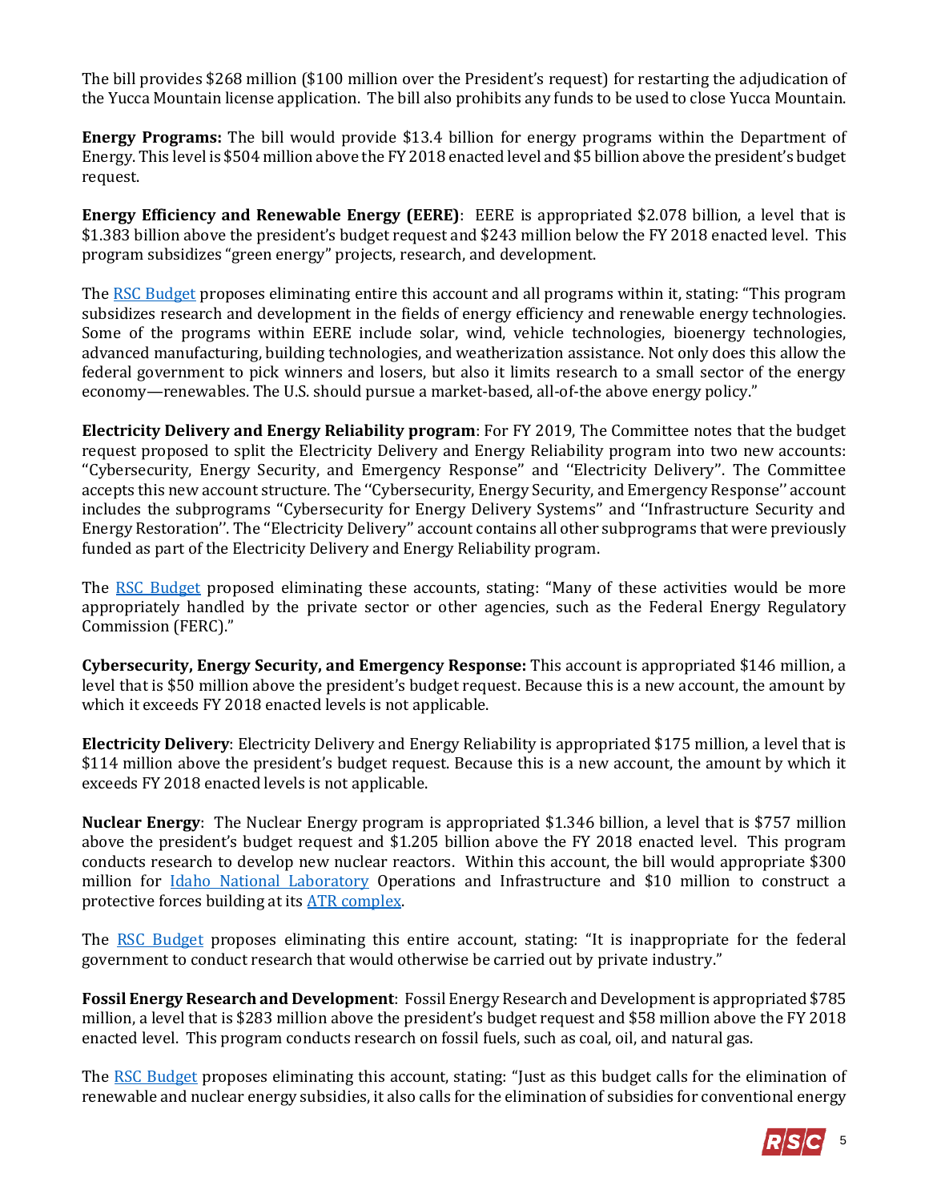The bill provides $268 million ($100 million over the President's request) for restarting the adjudication of the Yucca Mountain license application. The bill also prohibits any funds to be used to close Yucca Mountain.

**Energy Programs:** The bill would provide $13.4 billion for energy programs within the Department of Energy. This level is $504 million above the FY 2018 enacted level and $5 billion above the president's budget request.

**Energy Efficiency and Renewable Energy (EERE)**: EERE is appropriated $2.078 billion, a level that is $1.383 billion above the president's budget request and $243 million below the FY 2018 enacted level. This program subsidizes "green energy" projects, research, and development.

The RSC Budget proposes eliminating entire this account and all programs within it, stating: "This program subsidizes research and development in the fields of energy efficiency and renewable energy technologies. Some of the programs within EERE include solar, wind, vehicle technologies, bioenergy technologies, advanced manufacturing, building technologies, and weatherization assistance. Not only does this allow the federal government to pick winners and losers, but also it limits research to a small sector of the energy economy—renewables. The U.S. should pursue a market-based, all-of-the above energy policy."

**Electricity Delivery and Energy Reliability program**: For FY 2019, The Committee notes that the budget request proposed to split the Electricity Delivery and Energy Reliability program into two new accounts: "Cybersecurity, Energy Security, and Emergency Response" and ''Electricity Delivery". The Committee accepts this new account structure. The ''Cybersecurity, Energy Security, and Emergency Response'' account includes the subprograms "Cybersecurity for Energy Delivery Systems" and ''Infrastructure Security and Energy Restoration''. The "Electricity Delivery'' account contains all other subprograms that were previously funded as part of the Electricity Delivery and Energy Reliability program.

The RSC Budget proposed eliminating these accounts, stating: "Many of these activities would be more appropriately handled by the private sector or other agencies, such as the Federal Energy Regulatory Commission (FERC)."

**Cybersecurity, Energy Security, and Emergency Response:** This account is appropriated $146 million, a level that is $50 million above the president's budget request. Because this is a new account, the amount by which it exceeds FY 2018 enacted levels is not applicable.

**Electricity Delivery**: Electricity Delivery and Energy Reliability is appropriated $175 million, a level that is $114 million above the president's budget request. Because this is a new account, the amount by which it exceeds FY 2018 enacted levels is not applicable.

**Nuclear Energy**: The Nuclear Energy program is appropriated $1.346 billion, a level that is $757 million above the president's budget request and $1.205 billion above the FY 2018 enacted level. This program conducts research to develop new nuclear reactors. Within this account, the bill would appropriate $300 million for Idaho National Laboratory Operations and Infrastructure and $10 million to construct a protective forces building at its ATR complex.

The RSC Budget proposes eliminating this entire account, stating: "It is inappropriate for the federal government to conduct research that would otherwise be carried out by private industry."

**Fossil Energy Research and Development**: Fossil Energy Research and Development is appropriated $785 million, a level that is $283 million above the president's budget request and $58 million above the FY 2018 enacted level. This program conducts research on fossil fuels, such as coal, oil, and natural gas.

The RSC Budget proposes eliminating this account, stating: "Just as this budget calls for the elimination of renewable and nuclear energy subsidies, it also calls for the elimination of subsidies for conventional energy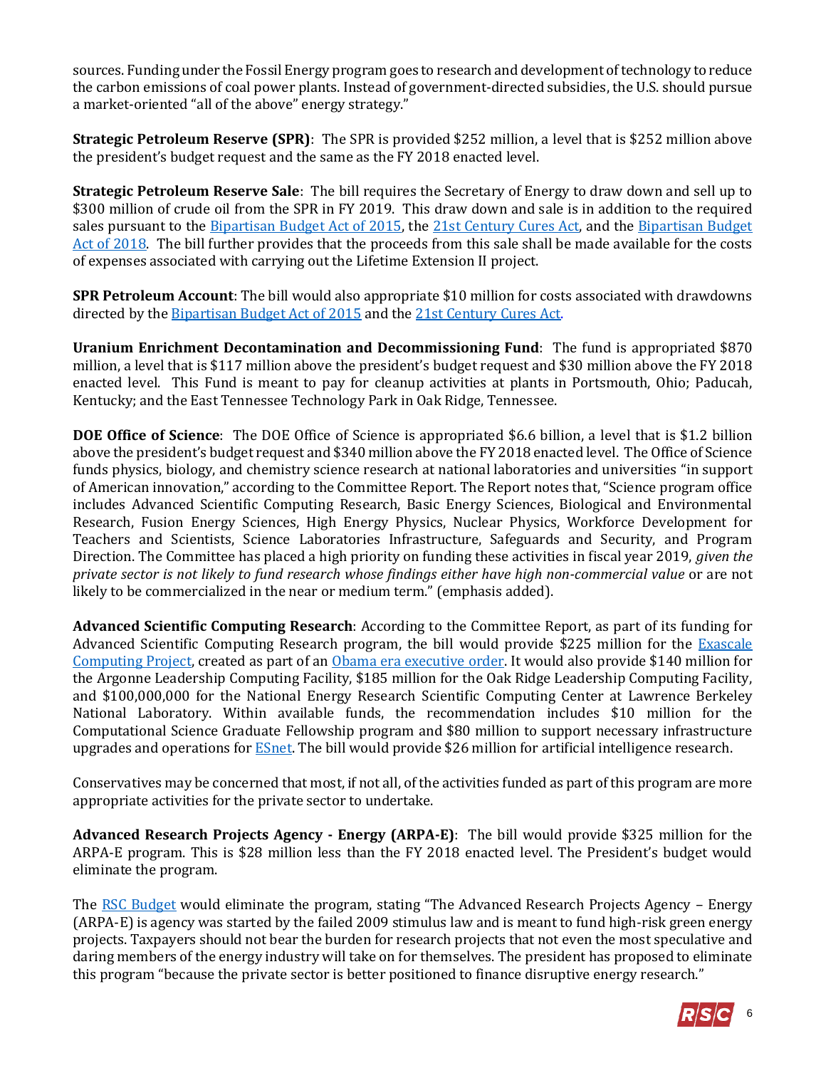sources. Funding under the Fossil Energy program goes to research and development of technology to reduce the carbon emissions of coal power plants. Instead of government-directed subsidies, the U.S. should pursue a market-oriented "all of the above" energy strategy."

**Strategic Petroleum Reserve (SPR)**: The SPR is provided $252 million, a level that is $252 million above the president's budget request and the same as the FY 2018 enacted level.

**Strategic Petroleum Reserve Sale**: The bill requires the Secretary of Energy to draw down and sell up to $300 million of crude oil from the SPR in FY 2019. This draw down and sale is in addition to the required sales pursuant to the Bipartisan Budget Act of 2015, the 21st Century Cures Act, and the Bipartisan Budget Act of 2018. The bill further provides that the proceeds from this sale shall be made available for the costs of expenses associated with carrying out the Lifetime Extension II project.

**SPR Petroleum Account**: The bill would also appropriate $10 million for costs associated with drawdowns directed by the Bipartisan Budget Act of 2015 and the 21st Century Cures Act.

**Uranium Enrichment Decontamination and Decommissioning Fund**: The fund is appropriated $870 million, a level that is $117 million above the president's budget request and $30 million above the FY 2018 enacted level. This Fund is meant to pay for cleanup activities at plants in Portsmouth, Ohio; Paducah, Kentucky; and the East Tennessee Technology Park in Oak Ridge, Tennessee.

**DOE Office of Science**: The DOE Office of Science is appropriated $6.6 billion, a level that is $1.2 billion above the president's budget request and $340 million above the FY 2018 enacted level. The Office of Science funds physics, biology, and chemistry science research at national laboratories and universities "in support of American innovation," according to the Committee Report. The Report notes that, "Science program office includes Advanced Scientific Computing Research, Basic Energy Sciences, Biological and Environmental Research, Fusion Energy Sciences, High Energy Physics, Nuclear Physics, Workforce Development for Teachers and Scientists, Science Laboratories Infrastructure, Safeguards and Security, and Program Direction. The Committee has placed a high priority on funding these activities in fiscal year 2019, *given the private sector is not likely to fund research whose findings either have high non-commercial value* or are not likely to be commercialized in the near or medium term." (emphasis added).

**Advanced Scientific Computing Research**: According to the Committee Report, as part of its funding for Advanced Scientific Computing Research program, the bill would provide $225 million for the Exascale Computing Project, created as part of an Obama era executive order. It would also provide $140 million for the Argonne Leadership Computing Facility, $185 million for the Oak Ridge Leadership Computing Facility, and $100,000,000 for the National Energy Research Scientific Computing Center at Lawrence Berkeley National Laboratory. Within available funds, the recommendation includes $10 million for the Computational Science Graduate Fellowship program and $80 million to support necessary infrastructure upgrades and operations for ESnet. The bill would provide $26 million for artificial intelligence research.

Conservatives may be concerned that most, if not all, of the activities funded as part of this program are more appropriate activities for the private sector to undertake.

**Advanced Research Projects Agency - Energy (ARPA-E)**: The bill would provide $325 million for the ARPA-E program. This is $28 million less than the FY 2018 enacted level. The President's budget would eliminate the program.

The RSC Budget would eliminate the program, stating "The Advanced Research Projects Agency – Energy (ARPA-E) is agency was started by the failed 2009 stimulus law and is meant to fund high-risk green energy projects. Taxpayers should not bear the burden for research projects that not even the most speculative and daring members of the energy industry will take on for themselves. The president has proposed to eliminate this program "because the private sector is better positioned to finance disruptive energy research."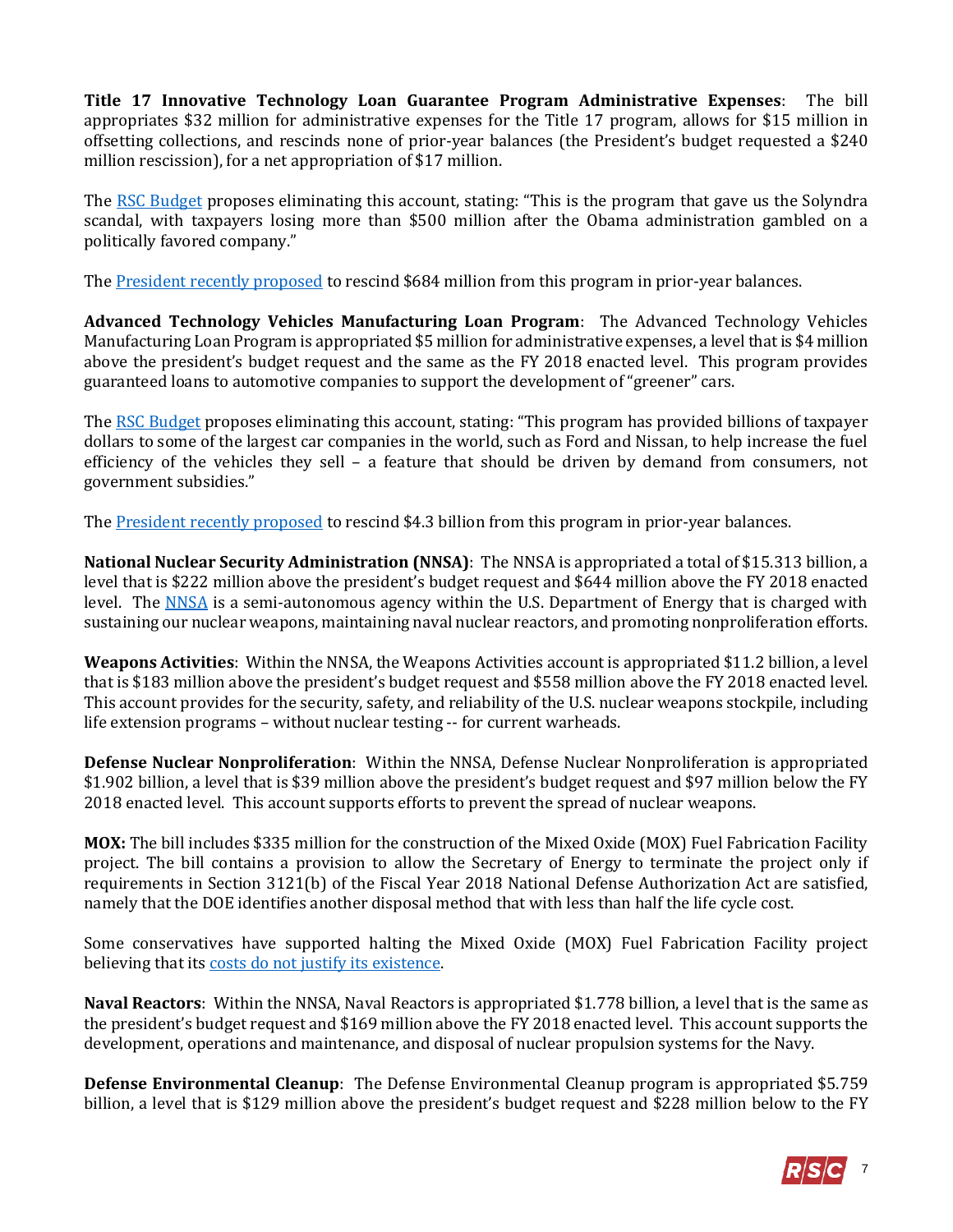**Title 17 Innovative Technology Loan Guarantee Program Administrative Expenses**: The bill appropriates $32 million for administrative expenses for the Title 17 program, allows for $15 million in offsetting collections, and rescinds none of prior-year balances (the President's budget requested a $240 million rescission), for a net appropriation of $17 million.

The RSC Budget proposes eliminating this account, stating: "This is the program that gave us the Solyndra scandal, with taxpayers losing more than $500 million after the Obama administration gambled on a politically favored company."

The President recently proposed to rescind $684 million from this program in prior-year balances.

**Advanced Technology Vehicles Manufacturing Loan Program**: The Advanced Technology Vehicles Manufacturing Loan Program is appropriated $5 million for administrative expenses, a level that is $4 million above the president's budget request and the same as the FY 2018 enacted level. This program provides guaranteed loans to automotive companies to support the development of "greener" cars.

The RSC Budget proposes eliminating this account, stating: "This program has provided billions of taxpayer dollars to some of the largest car companies in the world, such as Ford and Nissan, to help increase the fuel efficiency of the vehicles they sell – a feature that should be driven by demand from consumers, not government subsidies."

The President recently proposed to rescind $4.3 billion from this program in prior-year balances.

**National Nuclear Security Administration (NNSA)**: The NNSA is appropriated a total of $15.313 billion, a level that is $222 million above the president's budget request and $644 million above the FY 2018 enacted level. The NNSA is a semi-autonomous agency within the U.S. Department of Energy that is charged with sustaining our nuclear weapons, maintaining naval nuclear reactors, and promoting nonproliferation efforts.

**Weapons Activities**: Within the NNSA, the Weapons Activities account is appropriated $11.2 billion, a level that is $183 million above the president's budget request and $558 million above the FY 2018 enacted level. This account provides for the security, safety, and reliability of the U.S. nuclear weapons stockpile, including life extension programs – without nuclear testing -- for current warheads.

**Defense Nuclear Nonproliferation**: Within the NNSA, Defense Nuclear Nonproliferation is appropriated $1.902 billion, a level that is $39 million above the president's budget request and $97 million below the FY 2018 enacted level. This account supports efforts to prevent the spread of nuclear weapons.

**MOX:** The bill includes $335 million for the construction of the Mixed Oxide (MOX) Fuel Fabrication Facility project. The bill contains a provision to allow the Secretary of Energy to terminate the project only if requirements in Section 3121(b) of the Fiscal Year 2018 National Defense Authorization Act are satisfied, namely that the DOE identifies another disposal method that with less than half the life cycle cost.

Some conservatives have supported halting the Mixed Oxide (MOX) Fuel Fabrication Facility project believing that its costs do not justify its existence.

**Naval Reactors**: Within the NNSA, Naval Reactors is appropriated $1.778 billion, a level that is the same as the president's budget request and $169 million above the FY 2018 enacted level. This account supports the development, operations and maintenance, and disposal of nuclear propulsion systems for the Navy.

**Defense Environmental Cleanup**: The Defense Environmental Cleanup program is appropriated $5.759 billion, a level that is $129 million above the president's budget request and $228 million below to the FY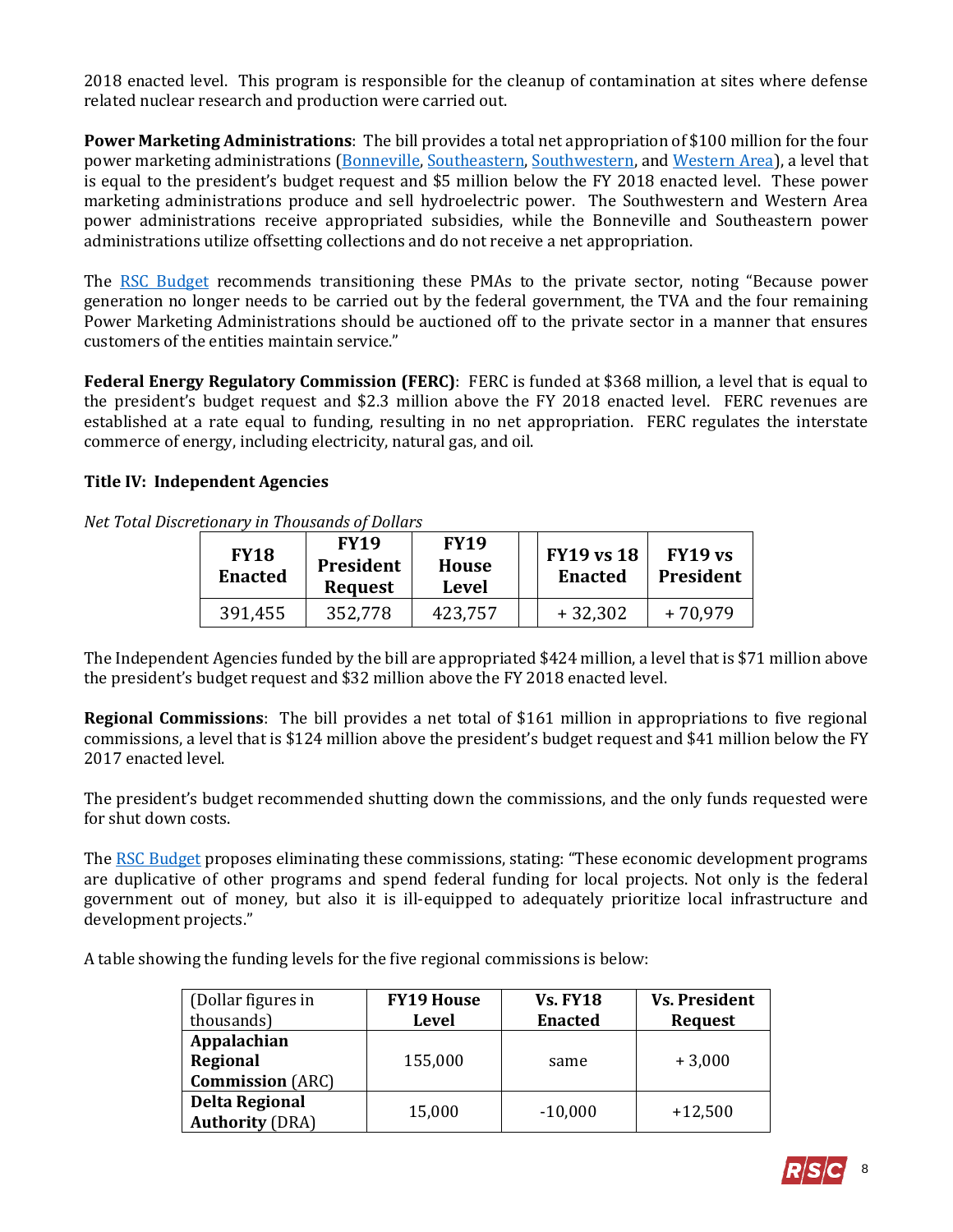2018 enacted level. This program is responsible for the cleanup of contamination at sites where defense related nuclear research and production were carried out.

**Power Marketing Administrations**: The bill provides a total net appropriation of $100 million for the four power marketing administrations (Bonneville, Southeastern, Southwestern, and Western Area), a level that is equal to the president's budget request and $5 million below the FY 2018 enacted level. These power marketing administrations produce and sell hydroelectric power. The Southwestern and Western Area power administrations receive appropriated subsidies, while the Bonneville and Southeastern power administrations utilize offsetting collections and do not receive a net appropriation.

The RSC Budget recommends transitioning these PMAs to the private sector, noting "Because power generation no longer needs to be carried out by the federal government, the TVA and the four remaining Power Marketing Administrations should be auctioned off to the private sector in a manner that ensures customers of the entities maintain service."

**Federal Energy Regulatory Commission (FERC)**: FERC is funded at $368 million, a level that is equal to the president's budget request and $2.3 million above the FY 2018 enacted level. FERC revenues are established at a rate equal to funding, resulting in no net appropriation. FERC regulates the interstate commerce of energy, including electricity, natural gas, and oil.

**Title IV: Independent Agencies**

*Net Total Discretionary in Thousands of Dollars*

| FY18 Enacted | FY19 President Request | FY19 House Level | | FY19 vs 18 Enacted | FY19 vs President |
|---|---|---|---|---|---|
| 391,455 | 352,778 | 423,757 | | + 32,302 | + 70,979 |

The Independent Agencies funded by the bill are appropriated $424 million, a level that is $71 million above the president's budget request and $32 million above the FY 2018 enacted level.

**Regional Commissions**: The bill provides a net total of $161 million in appropriations to five regional commissions, a level that is $124 million above the president's budget request and $41 million below the FY 2017 enacted level.

The president's budget recommended shutting down the commissions, and the only funds requested were for shut down costs.

The RSC Budget proposes eliminating these commissions, stating: "These economic development programs are duplicative of other programs and spend federal funding for local projects. Not only is the federal government out of money, but also it is ill-equipped to adequately prioritize local infrastructure and development projects."

A table showing the funding levels for the five regional commissions is below:

| (Dollar figures in thousands) | FY19 House Level | Vs. FY18 Enacted | Vs. President Request |
|---|---|---|---|
| **Appalachian Regional Commission** (ARC) | 155,000 | same | + 3,000 |
| **Delta Regional Authority** (DRA) | 15,000 | -10,000 | +12,500 |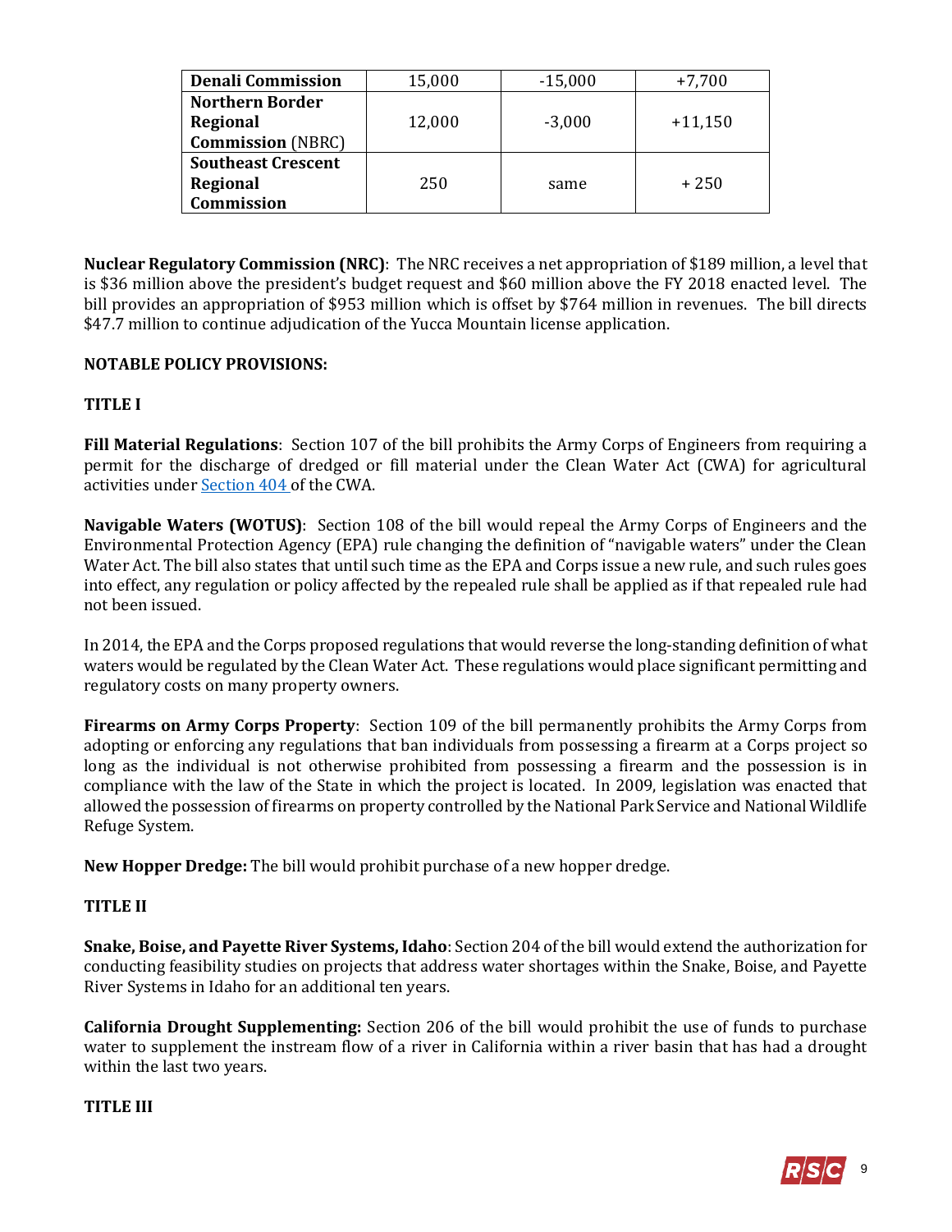| | | | |
|---|---|---|---|
| **Denali Commission** | 15,000 | -15,000 | +7,700 |
| **Northern Border Regional Commission** (NBRC) | 12,000 | -3,000 | +11,150 |
| **Southeast Crescent Regional Commission** | 250 | same | + 250 |

**Nuclear Regulatory Commission (NRC)**: The NRC receives a net appropriation of $189 million, a level that is $36 million above the president's budget request and $60 million above the FY 2018 enacted level. The bill provides an appropriation of $953 million which is offset by $764 million in revenues. The bill directs $47.7 million to continue adjudication of the Yucca Mountain license application.

**NOTABLE POLICY PROVISIONS:**

**TITLE I**

**Fill Material Regulations**: Section 107 of the bill prohibits the Army Corps of Engineers from requiring a permit for the discharge of dredged or fill material under the Clean Water Act (CWA) for agricultural activities under Section 404 of the CWA.

**Navigable Waters (WOTUS)**: Section 108 of the bill would repeal the Army Corps of Engineers and the Environmental Protection Agency (EPA) rule changing the definition of "navigable waters" under the Clean Water Act. The bill also states that until such time as the EPA and Corps issue a new rule, and such rules goes into effect, any regulation or policy affected by the repealed rule shall be applied as if that repealed rule had not been issued.

In 2014, the EPA and the Corps proposed regulations that would reverse the long-standing definition of what waters would be regulated by the Clean Water Act. These regulations would place significant permitting and regulatory costs on many property owners.

**Firearms on Army Corps Property**: Section 109 of the bill permanently prohibits the Army Corps from adopting or enforcing any regulations that ban individuals from possessing a firearm at a Corps project so long as the individual is not otherwise prohibited from possessing a firearm and the possession is in compliance with the law of the State in which the project is located. In 2009, legislation was enacted that allowed the possession of firearms on property controlled by the National Park Service and National Wildlife Refuge System.

**New Hopper Dredge:** The bill would prohibit purchase of a new hopper dredge.

**TITLE II**

**Snake, Boise, and Payette River Systems, Idaho**: Section 204 of the bill would extend the authorization for conducting feasibility studies on projects that address water shortages within the Snake, Boise, and Payette River Systems in Idaho for an additional ten years.

**California Drought Supplementing:** Section 206 of the bill would prohibit the use of funds to purchase water to supplement the instream flow of a river in California within a river basin that has had a drought within the last two years.

**TITLE III**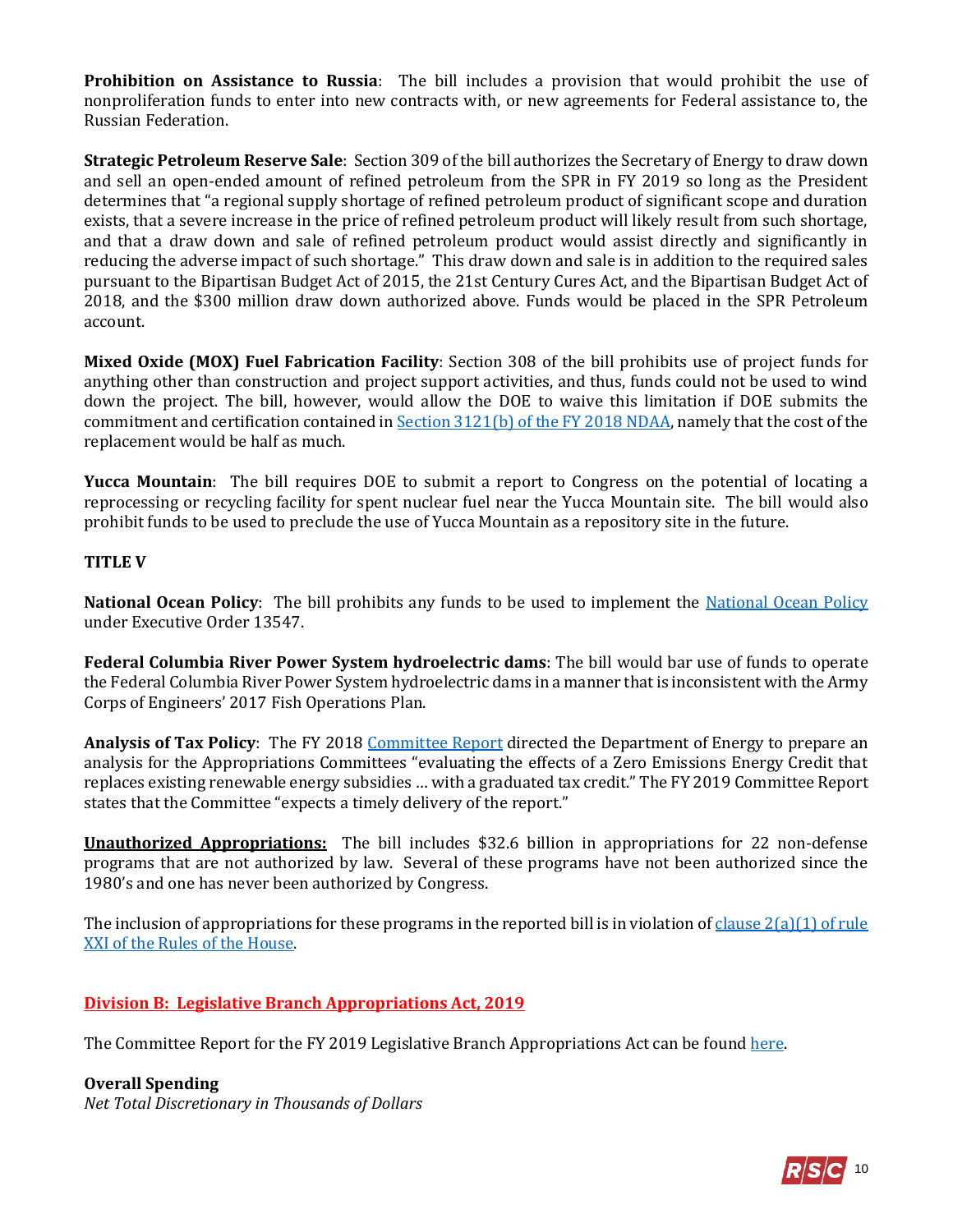**Prohibition on Assistance to Russia**: The bill includes a provision that would prohibit the use of nonproliferation funds to enter into new contracts with, or new agreements for Federal assistance to, the Russian Federation.

**Strategic Petroleum Reserve Sale**: Section 309 of the bill authorizes the Secretary of Energy to draw down and sell an open-ended amount of refined petroleum from the SPR in FY 2019 so long as the President determines that "a regional supply shortage of refined petroleum product of significant scope and duration exists, that a severe increase in the price of refined petroleum product will likely result from such shortage, and that a draw down and sale of refined petroleum product would assist directly and significantly in reducing the adverse impact of such shortage." This draw down and sale is in addition to the required sales pursuant to the Bipartisan Budget Act of 2015, the 21st Century Cures Act, and the Bipartisan Budget Act of 2018, and the $300 million draw down authorized above. Funds would be placed in the SPR Petroleum account.

**Mixed Oxide (MOX) Fuel Fabrication Facility**: Section 308 of the bill prohibits use of project funds for anything other than construction and project support activities, and thus, funds could not be used to wind down the project. The bill, however, would allow the DOE to waive this limitation if DOE submits the commitment and certification contained in [Section 3121(b) of the FY 2018 NDAA](), namely that the cost of the replacement would be half as much.

**Yucca Mountain**: The bill requires DOE to submit a report to Congress on the potential of locating a reprocessing or recycling facility for spent nuclear fuel near the Yucca Mountain site. The bill would also prohibit funds to be used to preclude the use of Yucca Mountain as a repository site in the future.

**TITLE V**

**National Ocean Policy**: The bill prohibits any funds to be used to implement the [National Ocean Policy]() under Executive Order 13547.

**Federal Columbia River Power System hydroelectric dams**: The bill would bar use of funds to operate the Federal Columbia River Power System hydroelectric dams in a manner that is inconsistent with the Army Corps of Engineers' 2017 Fish Operations Plan.

**Analysis of Tax Policy**: The FY 2018 [Committee Report]() directed the Department of Energy to prepare an analysis for the Appropriations Committees "evaluating the effects of a Zero Emissions Energy Credit that replaces existing renewable energy subsidies … with a graduated tax credit." The FY 2019 Committee Report states that the Committee "expects a timely delivery of the report."

**Unauthorized Appropriations:** The bill includes $32.6 billion in appropriations for 22 non-defense programs that are not authorized by law. Several of these programs have not been authorized since the 1980's and one has never been authorized by Congress.

The inclusion of appropriations for these programs in the reported bill is in violation of [clause 2(a)(1) of rule XXI of the Rules of the House]().

## Division B: Legislative Branch Appropriations Act, 2019

The Committee Report for the FY 2019 Legislative Branch Appropriations Act can be found [here]().

**Overall Spending**

*Net Total Discretionary in Thousands of Dollars*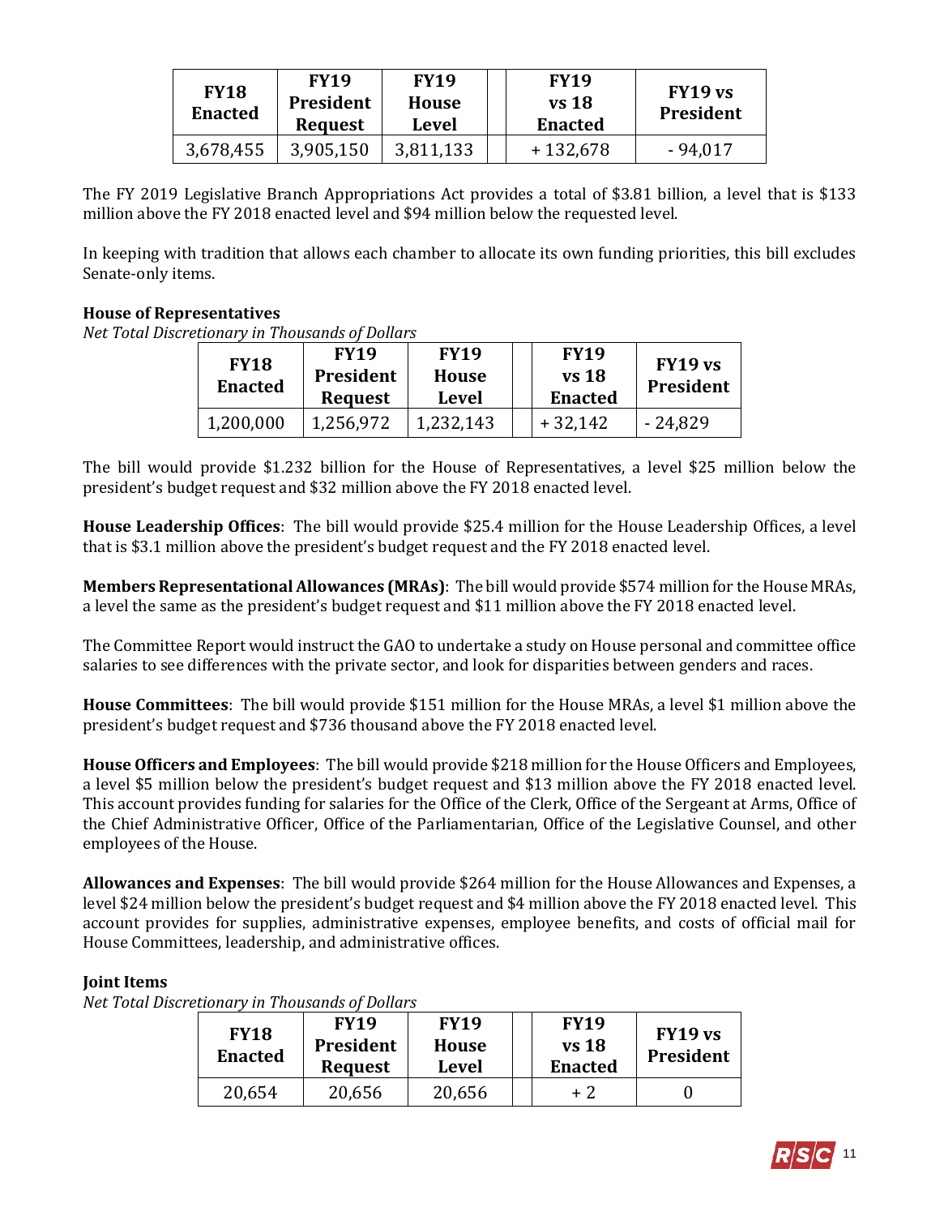| FY18 Enacted | FY19 President Request | FY19 House Level | | FY19 vs 18 Enacted | FY19 vs President |
|---|---|---|---|---|---|
| 3,678,455 | 3,905,150 | 3,811,133 | | + 132,678 | - 94,017 |

The FY 2019 Legislative Branch Appropriations Act provides a total of $3.81 billion, a level that is $133 million above the FY 2018 enacted level and $94 million below the requested level.

In keeping with tradition that allows each chamber to allocate its own funding priorities, this bill excludes Senate-only items.

**House of Representatives**
*Net Total Discretionary in Thousands of Dollars*

| FY18 Enacted | FY19 President Request | FY19 House Level | | FY19 vs 18 Enacted | FY19 vs President |
|---|---|---|---|---|---|
| 1,200,000 | 1,256,972 | 1,232,143 | | + 32,142 | - 24,829 |

The bill would provide $1.232 billion for the House of Representatives, a level $25 million below the president's budget request and $32 million above the FY 2018 enacted level.

**House Leadership Offices**: The bill would provide $25.4 million for the House Leadership Offices, a level that is $3.1 million above the president's budget request and the FY 2018 enacted level.

**Members Representational Allowances (MRAs)**: The bill would provide $574 million for the House MRAs, a level the same as the president's budget request and $11 million above the FY 2018 enacted level.

The Committee Report would instruct the GAO to undertake a study on House personal and committee office salaries to see differences with the private sector, and look for disparities between genders and races.

**House Committees**: The bill would provide $151 million for the House MRAs, a level $1 million above the president's budget request and $736 thousand above the FY 2018 enacted level.

**House Officers and Employees**: The bill would provide $218 million for the House Officers and Employees, a level $5 million below the president's budget request and $13 million above the FY 2018 enacted level. This account provides funding for salaries for the Office of the Clerk, Office of the Sergeant at Arms, Office of the Chief Administrative Officer, Office of the Parliamentarian, Office of the Legislative Counsel, and other employees of the House.

**Allowances and Expenses**: The bill would provide $264 million for the House Allowances and Expenses, a level $24 million below the president's budget request and $4 million above the FY 2018 enacted level. This account provides for supplies, administrative expenses, employee benefits, and costs of official mail for House Committees, leadership, and administrative offices.

**Joint Items**
*Net Total Discretionary in Thousands of Dollars*

| FY18 Enacted | FY19 President Request | FY19 House Level | | FY19 vs 18 Enacted | FY19 vs President |
|---|---|---|---|---|---|
| 20,654 | 20,656 | 20,656 | | + 2 | 0 |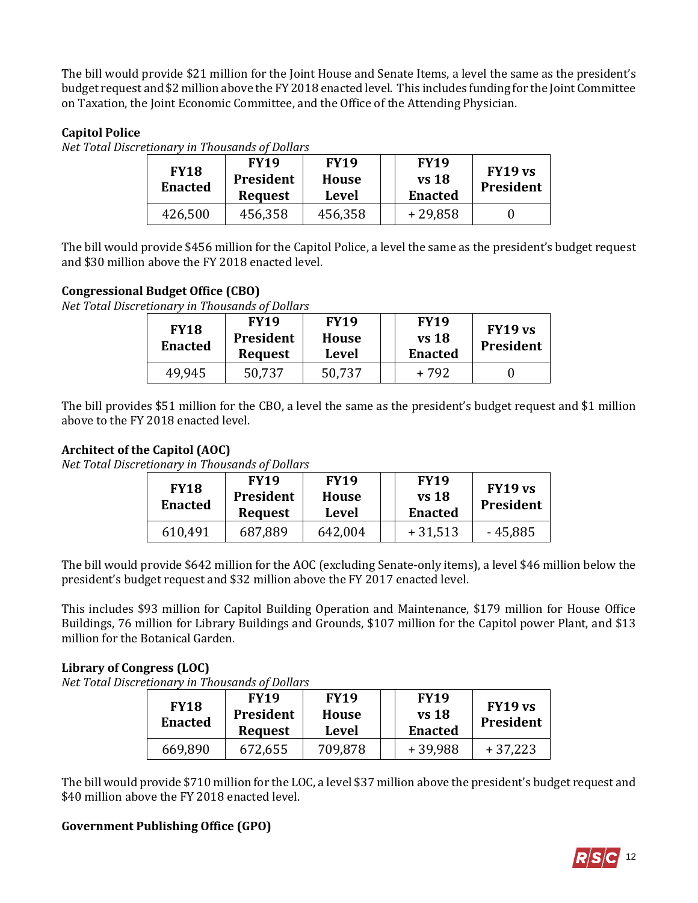The bill would provide $21 million for the Joint House and Senate Items, a level the same as the president's budget request and $2 million above the FY 2018 enacted level. This includes funding for the Joint Committee on Taxation, the Joint Economic Committee, and the Office of the Attending Physician.

**Capitol Police**

*Net Total Discretionary in Thousands of Dollars*

| FY18 Enacted | FY19 President Request | FY19 House Level | | FY19 vs 18 Enacted | FY19 vs President |
|---|---|---|---|---|---|
| 426,500 | 456,358 | 456,358 | | + 29,858 | 0 |

The bill would provide $456 million for the Capitol Police, a level the same as the president's budget request and $30 million above the FY 2018 enacted level.

**Congressional Budget Office (CBO)**

*Net Total Discretionary in Thousands of Dollars*

| FY18 Enacted | FY19 President Request | FY19 House Level | | FY19 vs 18 Enacted | FY19 vs President |
|---|---|---|---|---|---|
| 49,945 | 50,737 | 50,737 | | + 792 | 0 |

The bill provides $51 million for the CBO, a level the same as the president's budget request and $1 million above to the FY 2018 enacted level.

**Architect of the Capitol (AOC)**

*Net Total Discretionary in Thousands of Dollars*

| FY18 Enacted | FY19 President Request | FY19 House Level | | FY19 vs 18 Enacted | FY19 vs President |
|---|---|---|---|---|---|
| 610,491 | 687,889 | 642,004 | | + 31,513 | - 45,885 |

The bill would provide $642 million for the AOC (excluding Senate-only items), a level $46 million below the president's budget request and $32 million above the FY 2017 enacted level.

This includes $93 million for Capitol Building Operation and Maintenance, $179 million for House Office Buildings, 76 million for Library Buildings and Grounds, $107 million for the Capitol power Plant, and $13 million for the Botanical Garden.

**Library of Congress (LOC)**

*Net Total Discretionary in Thousands of Dollars*

| FY18 Enacted | FY19 President Request | FY19 House Level | | FY19 vs 18 Enacted | FY19 vs President |
|---|---|---|---|---|---|
| 669,890 | 672,655 | 709,878 | | + 39,988 | + 37,223 |

The bill would provide $710 million for the LOC, a level $37 million above the president's budget request and $40 million above the FY 2018 enacted level.

**Government Publishing Office (GPO)**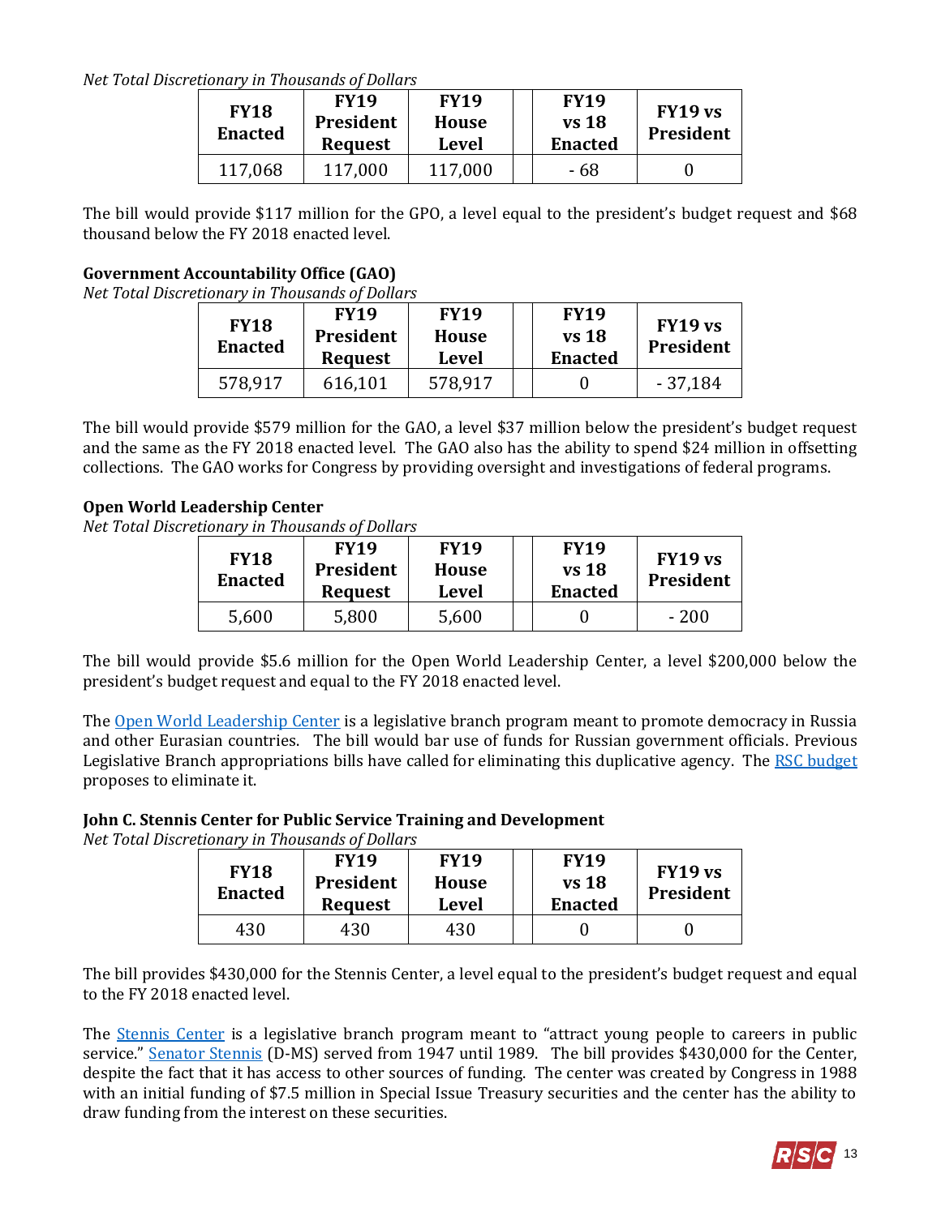*Net Total Discretionary in Thousands of Dollars*

| FY18 Enacted | FY19 President Request | FY19 House Level | | FY19 vs 18 Enacted | FY19 vs President |
|---|---|---|---|---|---|
| 117,068 | 117,000 | 117,000 | | - 68 | 0 |

The bill would provide $117 million for the GPO, a level equal to the president's budget request and $68 thousand below the FY 2018 enacted level.

**Government Accountability Office (GAO)**

*Net Total Discretionary in Thousands of Dollars*

| FY18 Enacted | FY19 President Request | FY19 House Level | | FY19 vs 18 Enacted | FY19 vs President |
|---|---|---|---|---|---|
| 578,917 | 616,101 | 578,917 | | 0 | - 37,184 |

The bill would provide $579 million for the GAO, a level $37 million below the president's budget request and the same as the FY 2018 enacted level. The GAO also has the ability to spend $24 million in offsetting collections. The GAO works for Congress by providing oversight and investigations of federal programs.

**Open World Leadership Center**

*Net Total Discretionary in Thousands of Dollars*

| FY18 Enacted | FY19 President Request | FY19 House Level | | FY19 vs 18 Enacted | FY19 vs President |
|---|---|---|---|---|---|
| 5,600 | 5,800 | 5,600 | | 0 | - 200 |

The bill would provide $5.6 million for the Open World Leadership Center, a level $200,000 below the president's budget request and equal to the FY 2018 enacted level.

The Open World Leadership Center is a legislative branch program meant to promote democracy in Russia and other Eurasian countries. The bill would bar use of funds for Russian government officials. Previous Legislative Branch appropriations bills have called for eliminating this duplicative agency. The RSC budget proposes to eliminate it.

**John C. Stennis Center for Public Service Training and Development**

*Net Total Discretionary in Thousands of Dollars*

| FY18 Enacted | FY19 President Request | FY19 House Level | | FY19 vs 18 Enacted | FY19 vs President |
|---|---|---|---|---|---|
| 430 | 430 | 430 | | 0 | 0 |

The bill provides $430,000 for the Stennis Center, a level equal to the president's budget request and equal to the FY 2018 enacted level.

The Stennis Center is a legislative branch program meant to "attract young people to careers in public service." Senator Stennis (D-MS) served from 1947 until 1989. The bill provides $430,000 for the Center, despite the fact that it has access to other sources of funding. The center was created by Congress in 1988 with an initial funding of $7.5 million in Special Issue Treasury securities and the center has the ability to draw funding from the interest on these securities.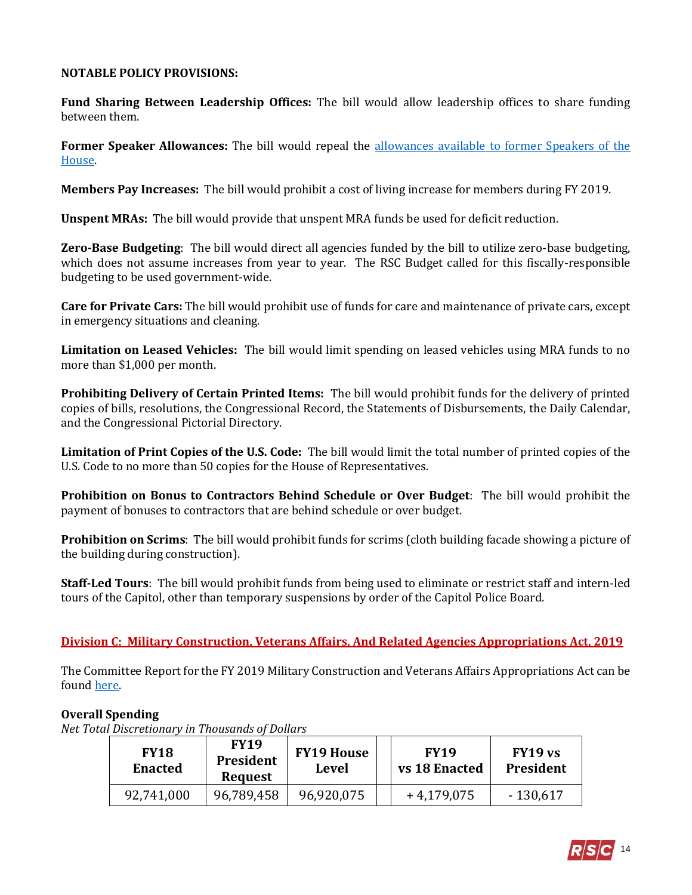**NOTABLE POLICY PROVISIONS:**

**Fund Sharing Between Leadership Offices:** The bill would allow leadership offices to share funding between them.

**Former Speaker Allowances:** The bill would repeal the [allowances available to former Speakers of the House](#).

**Members Pay Increases:** The bill would prohibit a cost of living increase for members during FY 2019.

**Unspent MRAs:** The bill would provide that unspent MRA funds be used for deficit reduction.

**Zero-Base Budgeting**: The bill would direct all agencies funded by the bill to utilize zero-base budgeting, which does not assume increases from year to year. The RSC Budget called for this fiscally-responsible budgeting to be used government-wide.

**Care for Private Cars:** The bill would prohibit use of funds for care and maintenance of private cars, except in emergency situations and cleaning.

**Limitation on Leased Vehicles:** The bill would limit spending on leased vehicles using MRA funds to no more than $1,000 per month.

**Prohibiting Delivery of Certain Printed Items:** The bill would prohibit funds for the delivery of printed copies of bills, resolutions, the Congressional Record, the Statements of Disbursements, the Daily Calendar, and the Congressional Pictorial Directory.

**Limitation of Print Copies of the U.S. Code:** The bill would limit the total number of printed copies of the U.S. Code to no more than 50 copies for the House of Representatives.

**Prohibition on Bonus to Contractors Behind Schedule or Over Budget**: The bill would prohibit the payment of bonuses to contractors that are behind schedule or over budget.

**Prohibition on Scrims**: The bill would prohibit funds for scrims (cloth building facade showing a picture of the building during construction).

**Staff-Led Tours**: The bill would prohibit funds from being used to eliminate or restrict staff and intern-led tours of the Capitol, other than temporary suspensions by order of the Capitol Police Board.

## Division C: Military Construction, Veterans Affairs, And Related Agencies Appropriations Act, 2019

The Committee Report for the FY 2019 Military Construction and Veterans Affairs Appropriations Act can be found [here](#).

**Overall Spending**

*Net Total Discretionary in Thousands of Dollars*

| FY18 Enacted | FY19 President Request | FY19 House Level | | FY19 vs 18 Enacted | FY19 vs President |
|---|---|---|---|---|---|
| 92,741,000 | 96,789,458 | 96,920,075 | | + 4,179,075 | - 130,617 |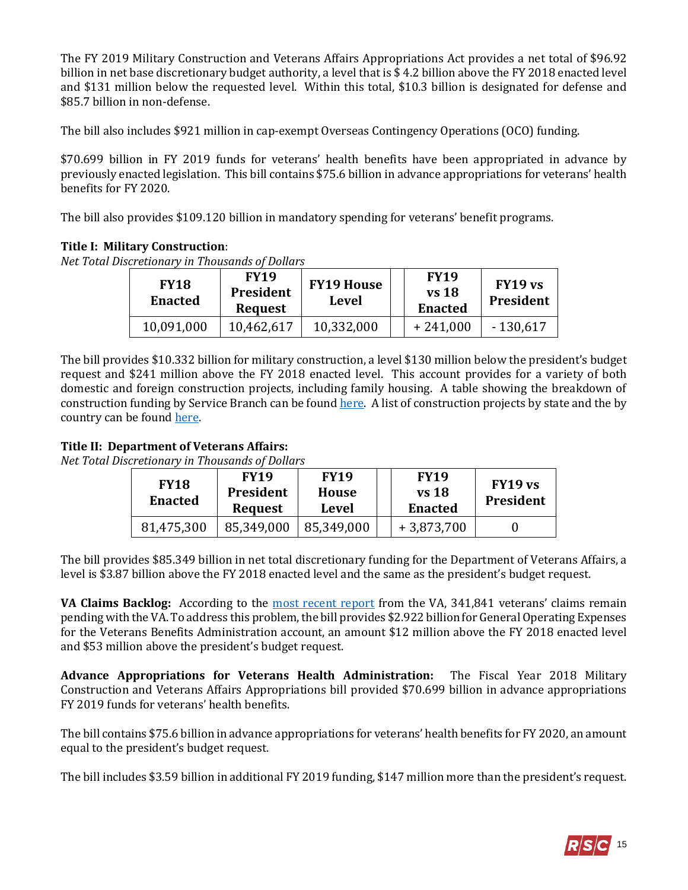The FY 2019 Military Construction and Veterans Affairs Appropriations Act provides a net total of $96.92 billion in net base discretionary budget authority, a level that is $ 4.2 billion above the FY 2018 enacted level and $131 million below the requested level. Within this total, $10.3 billion is designated for defense and $85.7 billion in non-defense.

The bill also includes $921 million in cap-exempt Overseas Contingency Operations (OCO) funding.

$70.699 billion in FY 2019 funds for veterans' health benefits have been appropriated in advance by previously enacted legislation. This bill contains $75.6 billion in advance appropriations for veterans' health benefits for FY 2020.

The bill also provides $109.120 billion in mandatory spending for veterans' benefit programs.

**Title I: Military Construction**:

*Net Total Discretionary in Thousands of Dollars*

| FY18 Enacted | FY19 President Request | FY19 House Level | | FY19 vs 18 Enacted | FY19 vs President |
|---|---|---|---|---|---|
| 10,091,000 | 10,462,617 | 10,332,000 | | + 241,000 | - 130,617 |

The bill provides $10.332 billion for military construction, a level $130 million below the president's budget request and $241 million above the FY 2018 enacted level. This account provides for a variety of both domestic and foreign construction projects, including family housing. A table showing the breakdown of construction funding by Service Branch can be found here. A list of construction projects by state and the by country can be found here.

**Title II: Department of Veterans Affairs:**

*Net Total Discretionary in Thousands of Dollars*

| FY18 Enacted | FY19 President Request | FY19 House Level | | FY19 vs 18 Enacted | FY19 vs President |
|---|---|---|---|---|---|
| 81,475,300 | 85,349,000 | 85,349,000 | | + 3,873,700 | 0 |

The bill provides $85.349 billion in net total discretionary funding for the Department of Veterans Affairs, a level is $3.87 billion above the FY 2018 enacted level and the same as the president's budget request.

**VA Claims Backlog:** According to the most recent report from the VA, 341,841 veterans' claims remain pending with the VA. To address this problem, the bill provides $2.922 billion for General Operating Expenses for the Veterans Benefits Administration account, an amount $12 million above the FY 2018 enacted level and $53 million above the president's budget request.

**Advance Appropriations for Veterans Health Administration:** The Fiscal Year 2018 Military Construction and Veterans Affairs Appropriations bill provided $70.699 billion in advance appropriations FY 2019 funds for veterans' health benefits.

The bill contains $75.6 billion in advance appropriations for veterans' health benefits for FY 2020, an amount equal to the president's budget request.

The bill includes $3.59 billion in additional FY 2019 funding, $147 million more than the president's request.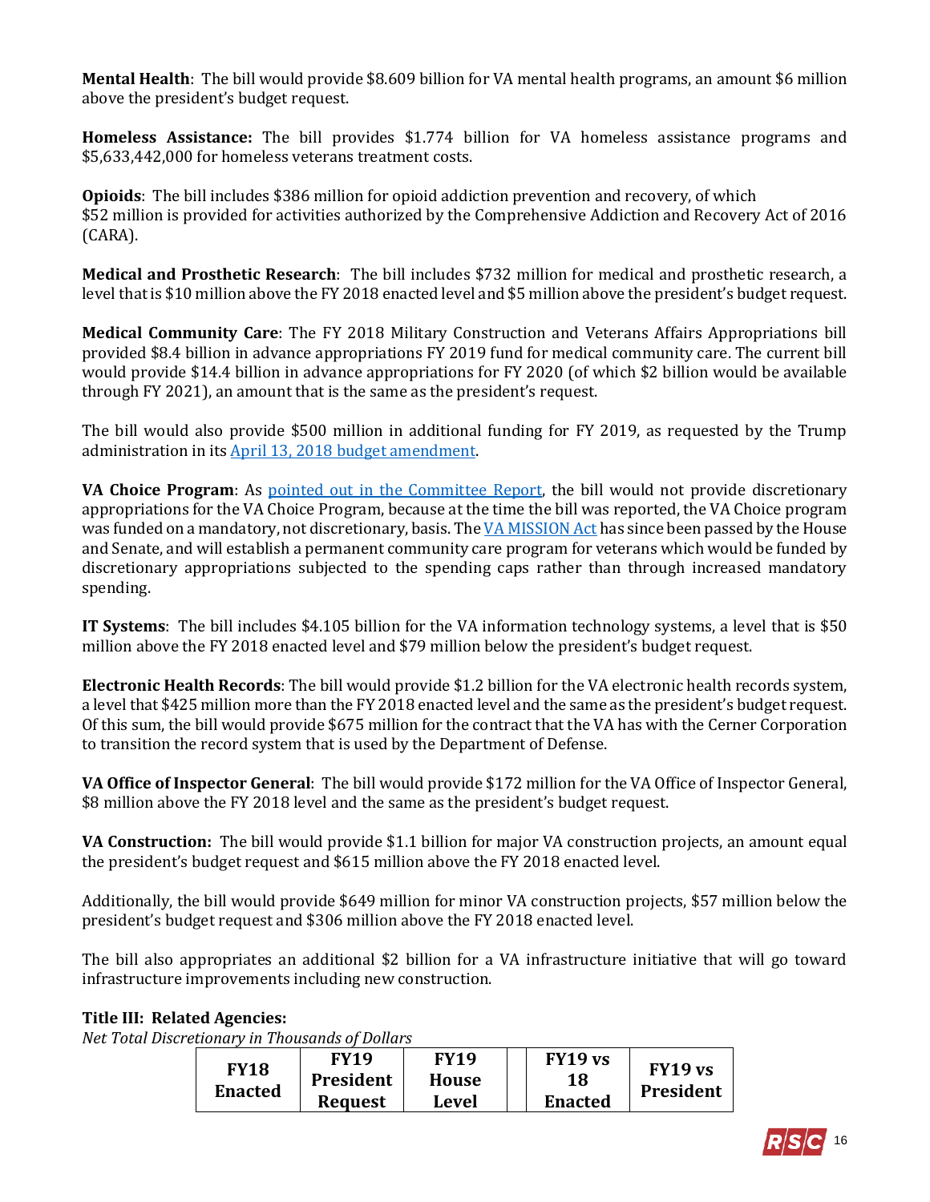**Mental Health**: The bill would provide $8.609 billion for VA mental health programs, an amount $6 million above the president's budget request.

**Homeless Assistance:** The bill provides $1.774 billion for VA homeless assistance programs and $5,633,442,000 for homeless veterans treatment costs.

**Opioids**: The bill includes $386 million for opioid addiction prevention and recovery, of which $52 million is provided for activities authorized by the Comprehensive Addiction and Recovery Act of 2016 (CARA).

**Medical and Prosthetic Research**: The bill includes $732 million for medical and prosthetic research, a level that is $10 million above the FY 2018 enacted level and $5 million above the president's budget request.

**Medical Community Care**: The FY 2018 Military Construction and Veterans Affairs Appropriations bill provided $8.4 billion in advance appropriations FY 2019 fund for medical community care. The current bill would provide $14.4 billion in advance appropriations for FY 2020 (of which $2 billion would be available through FY 2021), an amount that is the same as the president's request.

The bill would also provide $500 million in additional funding for FY 2019, as requested by the Trump administration in its April 13, 2018 budget amendment.

**VA Choice Program**: As pointed out in the Committee Report, the bill would not provide discretionary appropriations for the VA Choice Program, because at the time the bill was reported, the VA Choice program was funded on a mandatory, not discretionary, basis. The VA MISSION Act has since been passed by the House and Senate, and will establish a permanent community care program for veterans which would be funded by discretionary appropriations subjected to the spending caps rather than through increased mandatory spending.

**IT Systems**: The bill includes $4.105 billion for the VA information technology systems, a level that is $50 million above the FY 2018 enacted level and $79 million below the president's budget request.

**Electronic Health Records**: The bill would provide $1.2 billion for the VA electronic health records system, a level that $425 million more than the FY 2018 enacted level and the same as the president's budget request. Of this sum, the bill would provide $675 million for the contract that the VA has with the Cerner Corporation to transition the record system that is used by the Department of Defense.

**VA Office of Inspector General**: The bill would provide $172 million for the VA Office of Inspector General, $8 million above the FY 2018 level and the same as the president's budget request.

**VA Construction:** The bill would provide $1.1 billion for major VA construction projects, an amount equal the president's budget request and $615 million above the FY 2018 enacted level.

Additionally, the bill would provide $649 million for minor VA construction projects, $57 million below the president's budget request and $306 million above the FY 2018 enacted level.

The bill also appropriates an additional $2 billion for a VA infrastructure initiative that will go toward infrastructure improvements including new construction.

**Title III: Related Agencies:**

*Net Total Discretionary in Thousands of Dollars*

| FY18 Enacted | FY19 President Request | FY19 House Level | | FY19 vs 18 Enacted | FY19 vs President |
|---|---|---|---|---|---|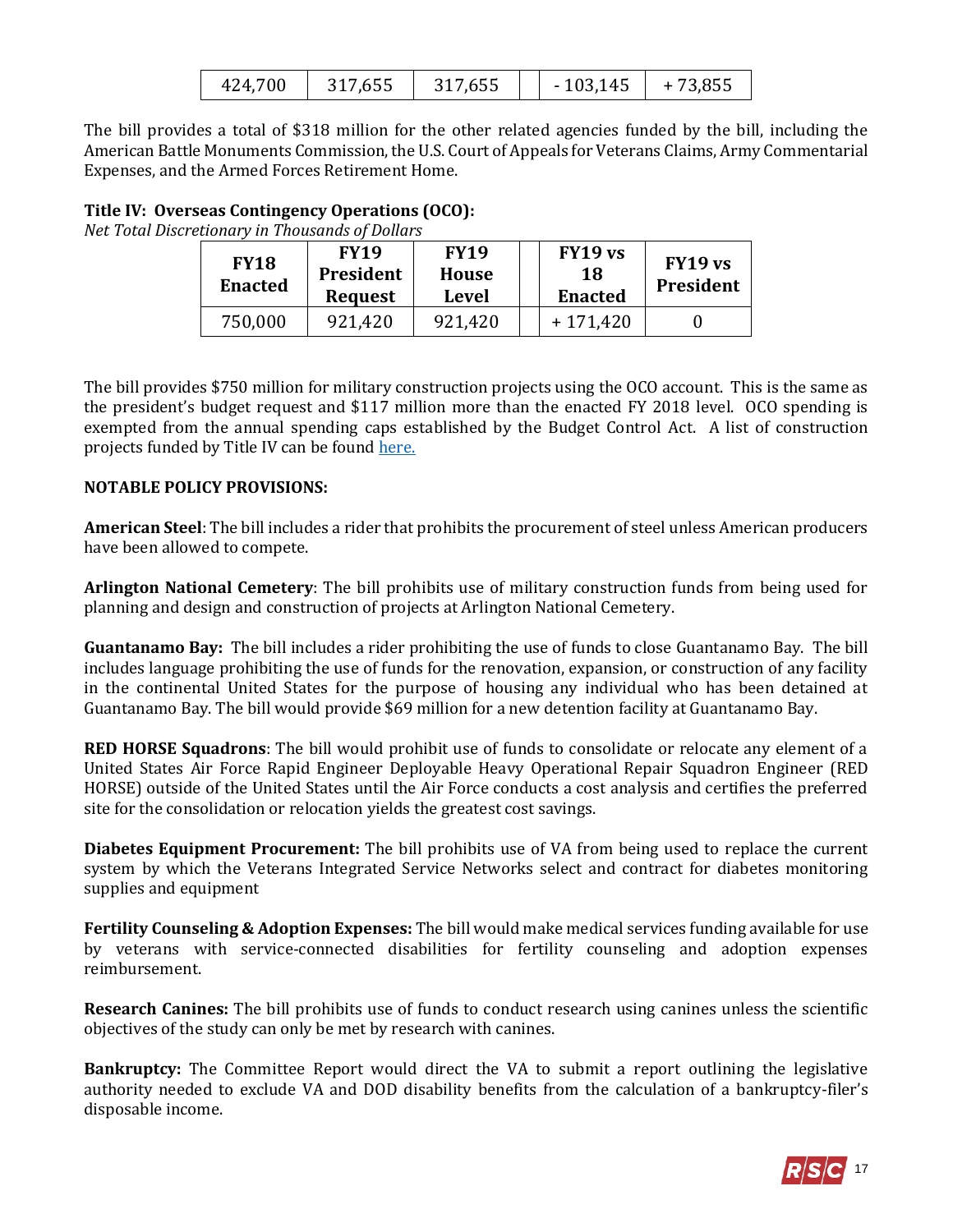| 424,700 | 317,655 | 317,655 | | - 103,145 | + 73,855 |
|---|---|---|---|---|---|

The bill provides a total of $318 million for the other related agencies funded by the bill, including the American Battle Monuments Commission, the U.S. Court of Appeals for Veterans Claims, Army Commentarial Expenses, and the Armed Forces Retirement Home.

**Title IV: Overseas Contingency Operations (OCO):**
*Net Total Discretionary in Thousands of Dollars*

| FY18 Enacted | FY19 President Request | FY19 House Level | | FY19 vs 18 Enacted | FY19 vs President |
|---|---|---|---|---|---|
| 750,000 | 921,420 | 921,420 | | + 171,420 | 0 |

The bill provides $750 million for military construction projects using the OCO account. This is the same as the president's budget request and $117 million more than the enacted FY 2018 level. OCO spending is exempted from the annual spending caps established by the Budget Control Act. A list of construction projects funded by Title IV can be found here.

**NOTABLE POLICY PROVISIONS:**

**American Steel**: The bill includes a rider that prohibits the procurement of steel unless American producers have been allowed to compete.

**Arlington National Cemetery**: The bill prohibits use of military construction funds from being used for planning and design and construction of projects at Arlington National Cemetery.

**Guantanamo Bay:** The bill includes a rider prohibiting the use of funds to close Guantanamo Bay. The bill includes language prohibiting the use of funds for the renovation, expansion, or construction of any facility in the continental United States for the purpose of housing any individual who has been detained at Guantanamo Bay. The bill would provide $69 million for a new detention facility at Guantanamo Bay.

**RED HORSE Squadrons**: The bill would prohibit use of funds to consolidate or relocate any element of a United States Air Force Rapid Engineer Deployable Heavy Operational Repair Squadron Engineer (RED HORSE) outside of the United States until the Air Force conducts a cost analysis and certifies the preferred site for the consolidation or relocation yields the greatest cost savings.

**Diabetes Equipment Procurement:** The bill prohibits use of VA from being used to replace the current system by which the Veterans Integrated Service Networks select and contract for diabetes monitoring supplies and equipment

**Fertility Counseling & Adoption Expenses:** The bill would make medical services funding available for use by veterans with service-connected disabilities for fertility counseling and adoption expenses reimbursement.

**Research Canines:** The bill prohibits use of funds to conduct research using canines unless the scientific objectives of the study can only be met by research with canines.

**Bankruptcy:** The Committee Report would direct the VA to submit a report outlining the legislative authority needed to exclude VA and DOD disability benefits from the calculation of a bankruptcy-filer's disposable income.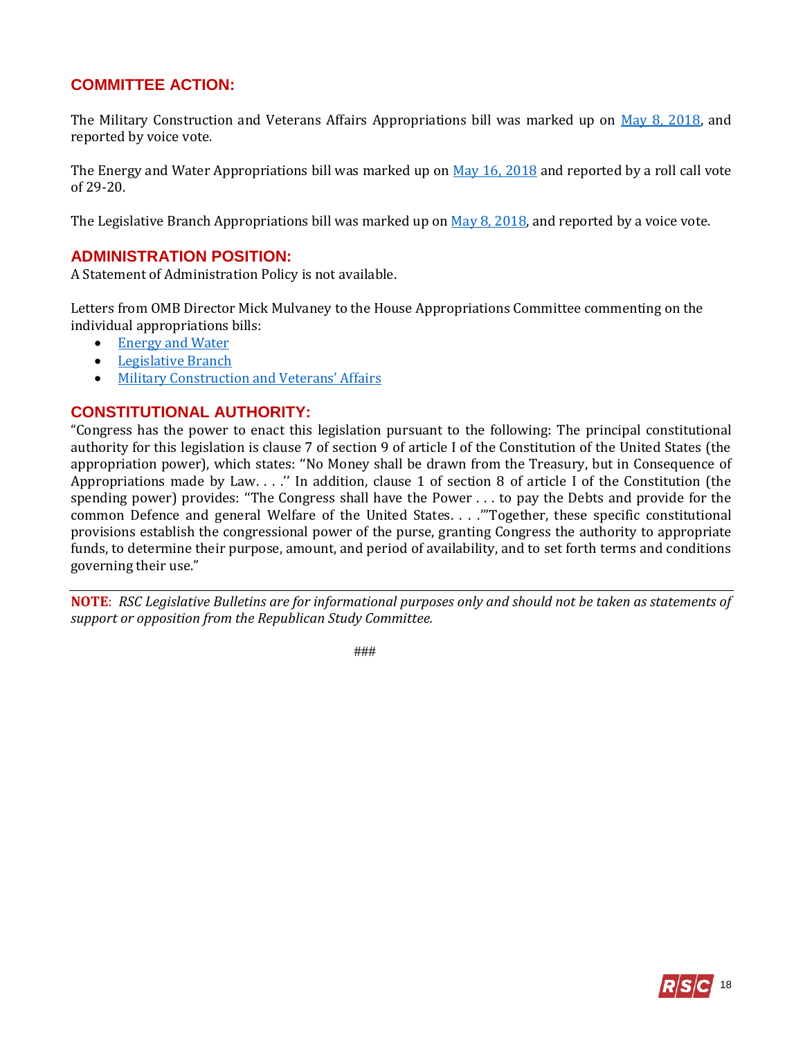## COMMITTEE ACTION:

The Military Construction and Veterans Affairs Appropriations bill was marked up on May 8, 2018, and reported by voice vote.

The Energy and Water Appropriations bill was marked up on May 16, 2018 and reported by a roll call vote of 29-20.

The Legislative Branch Appropriations bill was marked up on May 8, 2018, and reported by a voice vote.

## ADMINISTRATION POSITION:

A Statement of Administration Policy is not available.

Letters from OMB Director Mick Mulvaney to the House Appropriations Committee commenting on the individual appropriations bills:

- Energy and Water
- Legislative Branch
- Military Construction and Veterans' Affairs

## CONSTITUTIONAL AUTHORITY:

"Congress has the power to enact this legislation pursuant to the following: The principal constitutional authority for this legislation is clause 7 of section 9 of article I of the Constitution of the United States (the appropriation power), which states: ''No Money shall be drawn from the Treasury, but in Consequence of Appropriations made by Law. . . .'' In addition, clause 1 of section 8 of article I of the Constitution (the spending power) provides: ''The Congress shall have the Power . . . to pay the Debts and provide for the common Defence and general Welfare of the United States. . . .''Together, these specific constitutional provisions establish the congressional power of the purse, granting Congress the authority to appropriate funds, to determine their purpose, amount, and period of availability, and to set forth terms and conditions governing their use."

---

**NOTE**: *RSC Legislative Bulletins are for informational purposes only and should not be taken as statements of support or opposition from the Republican Study Committee.*

###